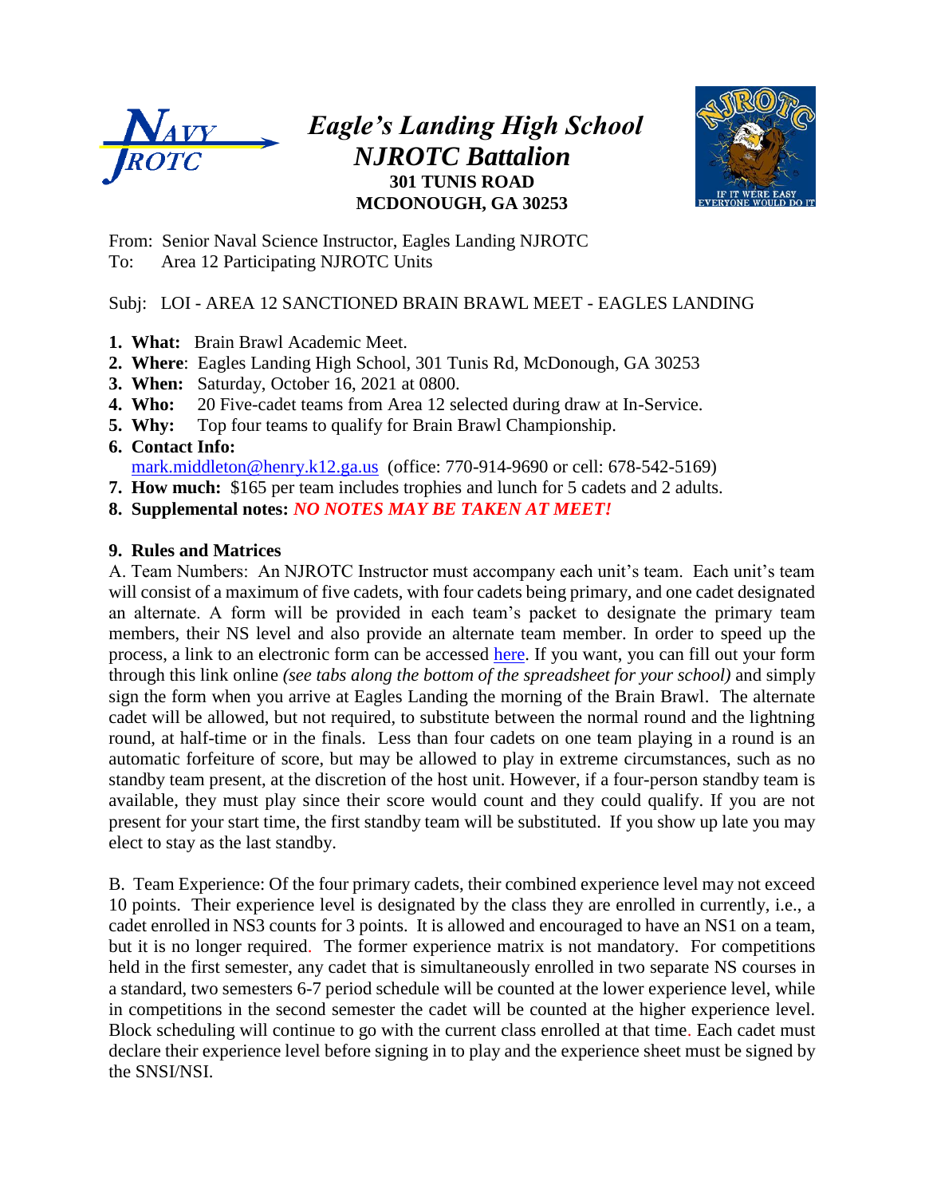# Eagle's Landing High School NJROTC Battalion

**301 TUNIS ROAD**
**MCDONOUGH, GA 30253**

From: Senior Naval Science Instructor, Eagles Landing NJROTC
To: Area 12 Participating NJROTC Units

Subj: LOI - AREA 12 SANCTIONED BRAIN BRAWL MEET - EAGLES LANDING

1. **What:** Brain Brawl Academic Meet.
2. **Where**: Eagles Landing High School, 301 Tunis Rd, McDonough, GA 30253
3. **When:** Saturday, October 16, 2021 at 0800.
4. **Who:** 20 Five-cadet teams from Area 12 selected during draw at In-Service.
5. **Why:** Top four teams to qualify for Brain Brawl Championship.
6. **Contact Info:**
   mark.middleton@henry.k12.ga.us (office: 770-914-9690 or cell: 678-542-5169)
7. **How much:** $165 per team includes trophies and lunch for 5 cadets and 2 adults.
8. **Supplemental notes:** ***NO NOTES MAY BE TAKEN AT MEET!***

**9. Rules and Matrices**

A. Team Numbers: An NJROTC Instructor must accompany each unit's team. Each unit's team will consist of a maximum of five cadets, with four cadets being primary, and one cadet designated an alternate. A form will be provided in each team's packet to designate the primary team members, their NS level and also provide an alternate team member. In order to speed up the process, a link to an electronic form can be accessed here. If you want, you can fill out your form through this link online *(see tabs along the bottom of the spreadsheet for your school)* and simply sign the form when you arrive at Eagles Landing the morning of the Brain Brawl. The alternate cadet will be allowed, but not required, to substitute between the normal round and the lightning round, at half-time or in the finals. Less than four cadets on one team playing in a round is an automatic forfeiture of score, but may be allowed to play in extreme circumstances, such as no standby team present, at the discretion of the host unit. However, if a four-person standby team is available, they must play since their score would count and they could qualify. If you are not present for your start time, the first standby team will be substituted. If you show up late you may elect to stay as the last standby.

B. Team Experience: Of the four primary cadets, their combined experience level may not exceed 10 points. Their experience level is designated by the class they are enrolled in currently, i.e., a cadet enrolled in NS3 counts for 3 points. It is allowed and encouraged to have an NS1 on a team, but it is no longer required. The former experience matrix is not mandatory. For competitions held in the first semester, any cadet that is simultaneously enrolled in two separate NS courses in a standard, two semesters 6-7 period schedule will be counted at the lower experience level, while in competitions in the second semester the cadet will be counted at the higher experience level. Block scheduling will continue to go with the current class enrolled at that time. Each cadet must declare their experience level before signing in to play and the experience sheet must be signed by the SNSI/NSI.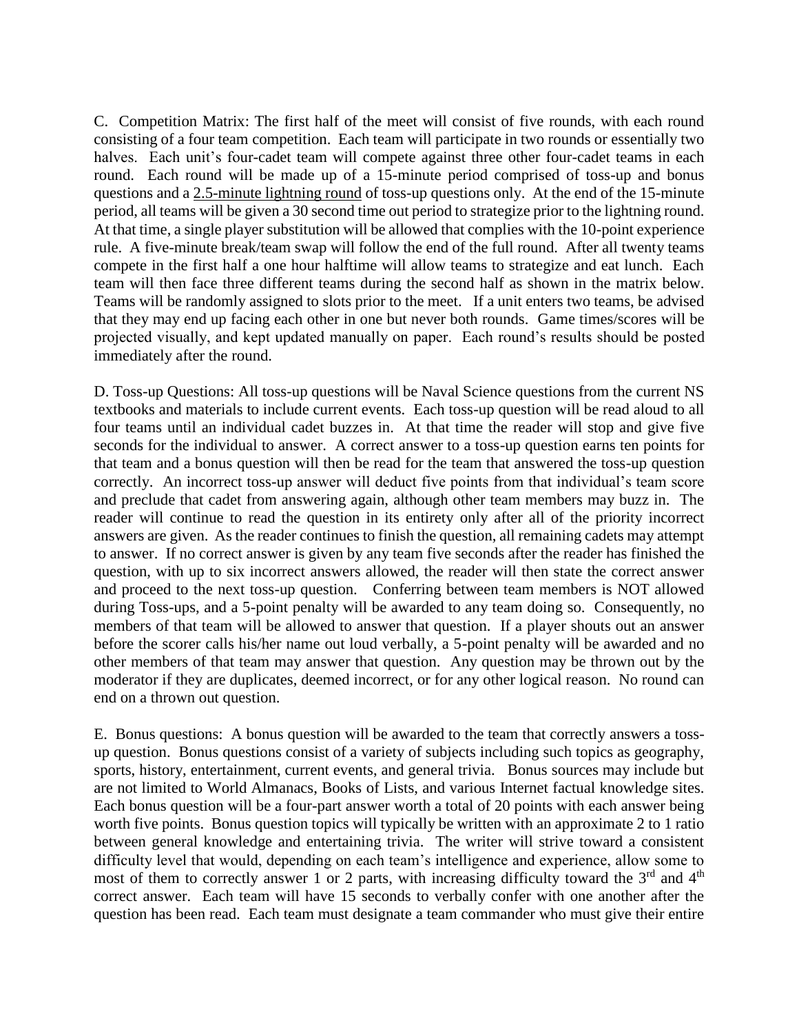C. Competition Matrix: The first half of the meet will consist of five rounds, with each round consisting of a four team competition. Each team will participate in two rounds or essentially two halves. Each unit's four-cadet team will compete against three other four-cadet teams in each round. Each round will be made up of a 15-minute period comprised of toss-up and bonus questions and a <u>2.5-minute lightning round</u> of toss-up questions only. At the end of the 15-minute period, all teams will be given a 30 second time out period to strategize prior to the lightning round. At that time, a single player substitution will be allowed that complies with the 10-point experience rule. A five-minute break/team swap will follow the end of the full round. After all twenty teams compete in the first half a one hour halftime will allow teams to strategize and eat lunch. Each team will then face three different teams during the second half as shown in the matrix below. Teams will be randomly assigned to slots prior to the meet. If a unit enters two teams, be advised that they may end up facing each other in one but never both rounds. Game times/scores will be projected visually, and kept updated manually on paper. Each round's results should be posted immediately after the round.

D. Toss-up Questions: All toss-up questions will be Naval Science questions from the current NS textbooks and materials to include current events. Each toss-up question will be read aloud to all four teams until an individual cadet buzzes in. At that time the reader will stop and give five seconds for the individual to answer. A correct answer to a toss-up question earns ten points for that team and a bonus question will then be read for the team that answered the toss-up question correctly. An incorrect toss-up answer will deduct five points from that individual's team score and preclude that cadet from answering again, although other team members may buzz in. The reader will continue to read the question in its entirety only after all of the priority incorrect answers are given. As the reader continues to finish the question, all remaining cadets may attempt to answer. If no correct answer is given by any team five seconds after the reader has finished the question, with up to six incorrect answers allowed, the reader will then state the correct answer and proceed to the next toss-up question. Conferring between team members is NOT allowed during Toss-ups, and a 5-point penalty will be awarded to any team doing so. Consequently, no members of that team will be allowed to answer that question. If a player shouts out an answer before the scorer calls his/her name out loud verbally, a 5-point penalty will be awarded and no other members of that team may answer that question. Any question may be thrown out by the moderator if they are duplicates, deemed incorrect, or for any other logical reason. No round can end on a thrown out question.

E. Bonus questions: A bonus question will be awarded to the team that correctly answers a toss-up question. Bonus questions consist of a variety of subjects including such topics as geography, sports, history, entertainment, current events, and general trivia. Bonus sources may include but are not limited to World Almanacs, Books of Lists, and various Internet factual knowledge sites. Each bonus question will be a four-part answer worth a total of 20 points with each answer being worth five points. Bonus question topics will typically be written with an approximate 2 to 1 ratio between general knowledge and entertaining trivia. The writer will strive toward a consistent difficulty level that would, depending on each team's intelligence and experience, allow some to most of them to correctly answer 1 or 2 parts, with increasing difficulty toward the 3rd and 4th correct answer. Each team will have 15 seconds to verbally confer with one another after the question has been read. Each team must designate a team commander who must give their entire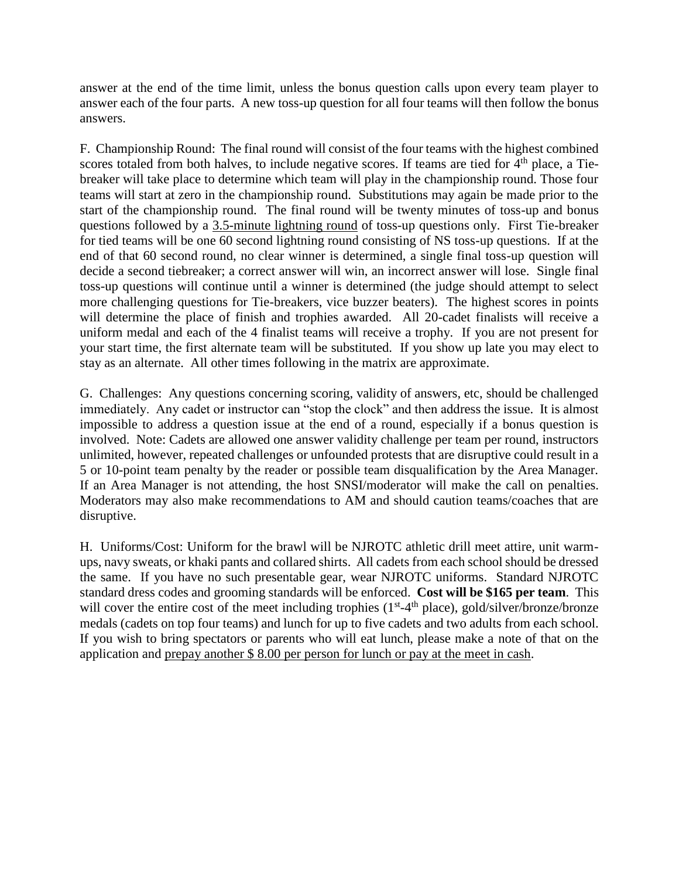answer at the end of the time limit, unless the bonus question calls upon every team player to answer each of the four parts. A new toss-up question for all four teams will then follow the bonus answers.

F. Championship Round: The final round will consist of the four teams with the highest combined scores totaled from both halves, to include negative scores. If teams are tied for 4th place, a Tie-breaker will take place to determine which team will play in the championship round. Those four teams will start at zero in the championship round. Substitutions may again be made prior to the start of the championship round. The final round will be twenty minutes of toss-up and bonus questions followed by a <u>3.5-minute lightning round</u> of toss-up questions only. First Tie-breaker for tied teams will be one 60 second lightning round consisting of NS toss-up questions. If at the end of that 60 second round, no clear winner is determined, a single final toss-up question will decide a second tiebreaker; a correct answer will win, an incorrect answer will lose. Single final toss-up questions will continue until a winner is determined (the judge should attempt to select more challenging questions for Tie-breakers, vice buzzer beaters). The highest scores in points will determine the place of finish and trophies awarded. All 20-cadet finalists will receive a uniform medal and each of the 4 finalist teams will receive a trophy. If you are not present for your start time, the first alternate team will be substituted. If you show up late you may elect to stay as an alternate. All other times following in the matrix are approximate.

G. Challenges: Any questions concerning scoring, validity of answers, etc, should be challenged immediately. Any cadet or instructor can "stop the clock" and then address the issue. It is almost impossible to address a question issue at the end of a round, especially if a bonus question is involved. Note: Cadets are allowed one answer validity challenge per team per round, instructors unlimited, however, repeated challenges or unfounded protests that are disruptive could result in a 5 or 10-point team penalty by the reader or possible team disqualification by the Area Manager. If an Area Manager is not attending, the host SNSI/moderator will make the call on penalties. Moderators may also make recommendations to AM and should caution teams/coaches that are disruptive.

H. Uniforms/Cost: Uniform for the brawl will be NJROTC athletic drill meet attire, unit warm-ups, navy sweats, or khaki pants and collared shirts. All cadets from each school should be dressed the same. If you have no such presentable gear, wear NJROTC uniforms. Standard NJROTC standard dress codes and grooming standards will be enforced. **Cost will be $165 per team**. This will cover the entire cost of the meet including trophies (1st-4th place), gold/silver/bronze/bronze medals (cadets on top four teams) and lunch for up to five cadets and two adults from each school. If you wish to bring spectators or parents who will eat lunch, please make a note of that on the application and <u>prepay another $ 8.00 per person for lunch or pay at the meet in cash</u>.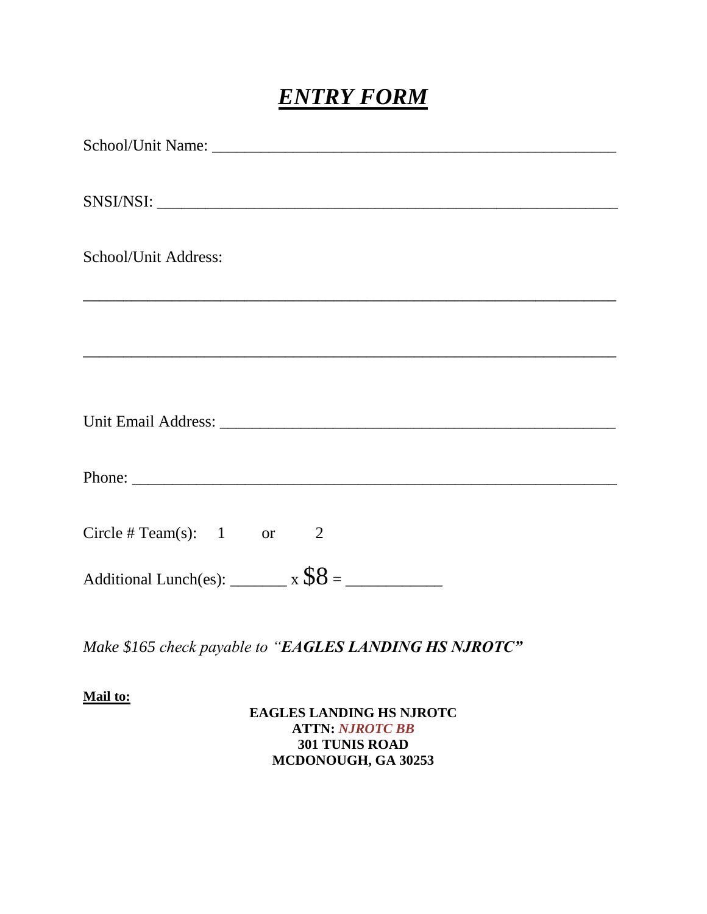# ***ENTRY FORM***

School/Unit Name: ___________________________________________________

SNSI/NSI: ___________________________________________________________

School/Unit Address:

_____________________________________________________________________

_____________________________________________________________________

Unit Email Address: __________________________________________________

Phone: ______________________________________________________________

Circle # Team(s): 1 or 2

Additional Lunch(es): _______ x $8 = ___________

*Make $165 check payable to "**EAGLES LANDING HS NJROTC**"*

**Mail to:**

**EAGLES LANDING HS NJROTC**
**ATTN: *NJROTC BB***
**301 TUNIS ROAD**
**MCDONOUGH, GA 30253**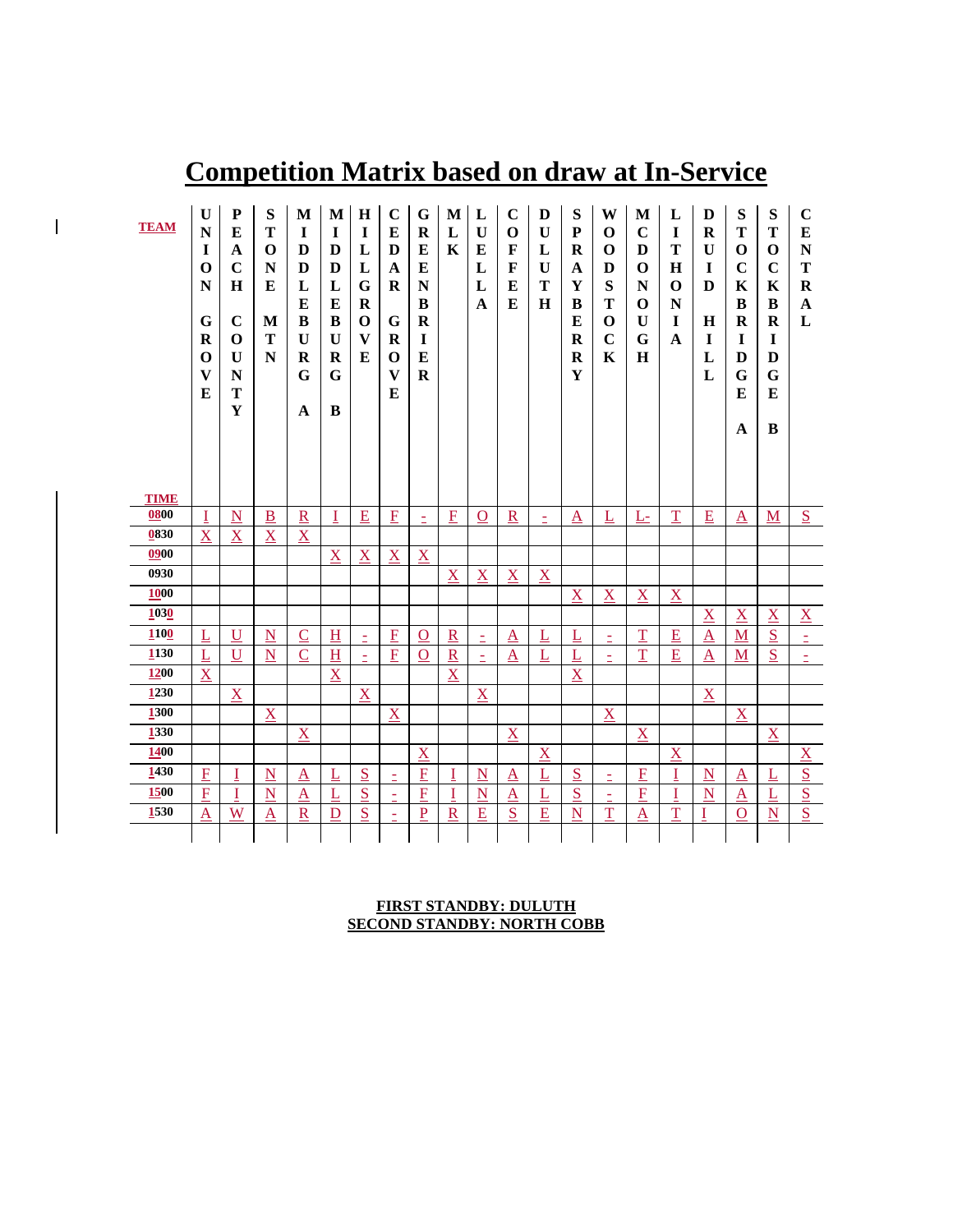# Competition Matrix based on draw at In-Service

| TEAM / TIME | UNION GROVE | PEACH COUNTY | STONE MTN | MIDDLEBURG A | MIDDLEBURG B | HILLGROVE | CEDAR GROVE | GREENBRIER | MLK | LUELLA | COFFEE | DULUTH | SPRAYBERRY | WOODSTOCK | MCDONOUGH | LITHONIA | DRUID HILL | STOCKBRIDGE A | STOCKBRIDGE B | CENTRAL |
|---|---|---|---|---|---|---|---|---|---|---|---|---|---|---|---|---|---|---|---|---|
| 0800 | I | N | B | R | I | E | F | - | F | O | R | - | A | L | L- | T | E | A | M | S |
| 0830 | X | X | X | X | | | | | | | | | | | | | | | | |
| 0900 | | | | | X | X | X | X | | | | | | | | | | | | |
| 0930 | | | | | | | | | X | X | X | X | | | | | | | | |
| 1000 | | | | | | | | | | | | | X | X | X | X | | | | |
| 1030 | | | | | | | | | | | | | | | | | X | X | X | X |
| 1100 | L | U | N | C | H | - | F | O | R | - | A | L | L | - | T | E | A | M | S | - |
| 1130 | L | U | N | C | H | - | F | O | R | - | A | L | L | - | T | E | A | M | S | - |
| 1200 | X | | | | X | | | | X | | | | X | | | | | | | |
| 1230 | | X | | | | X | | | | X | | | | | | | X | | | |
| 1300 | | | X | | | | X | | | | | | | X | | | | X | | |
| 1330 | | | | X | | | | | | | X | | | | X | | | | X | |
| 1400 | | | | | | | | X | | | | X | | | | X | | | | X |
| 1430 | F | I | N | A | L | S | - | F | I | N | A | L | S | - | F | I | N | A | L | S |
| 1500 | F | I | N | A | L | S | - | F | I | N | A | L | S | - | F | I | N | A | L | S |
| 1530 | A | W | A | R | D | S | - | P | R | E | S | E | N | T | A | T | I | O | N | S |

**FIRST STANDBY: DULUTH**
**SECOND STANDBY: NORTH COBB**